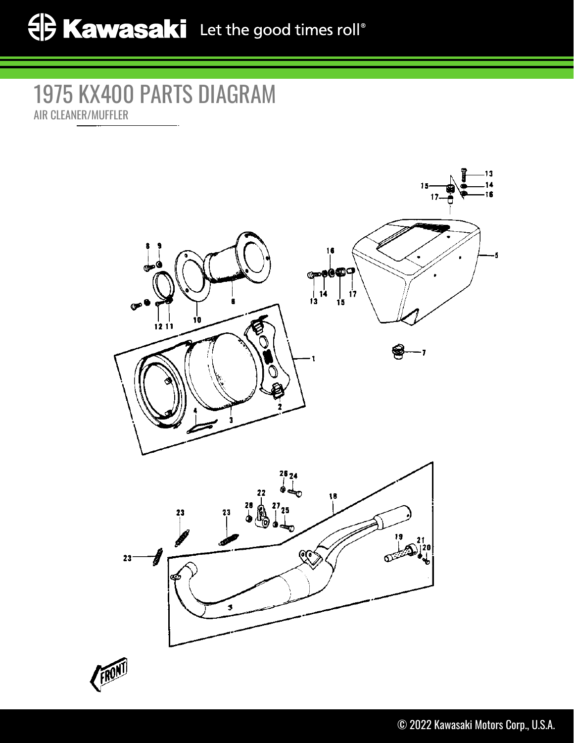# 1975 KX400 PARTS DIAGRAM

AIR CLEANER/MUFFLER

© 2022 Kawasaki Motors Corp., U.S.A.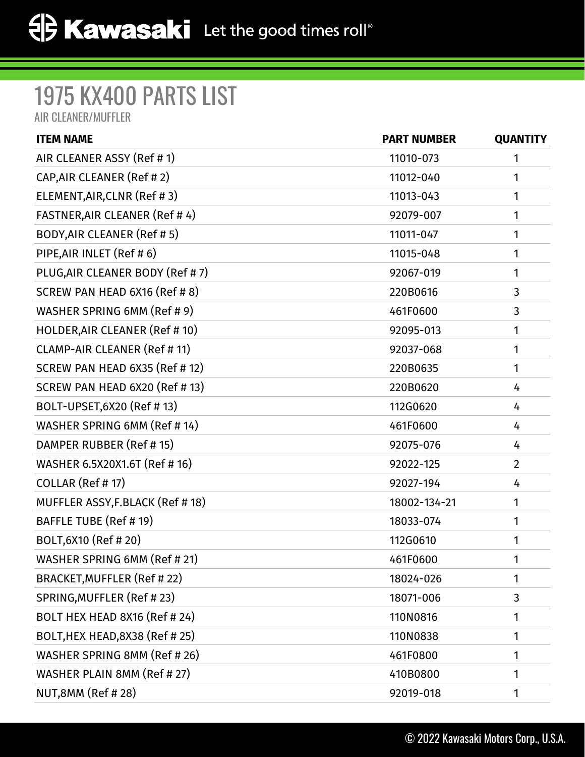# 1975 KX400 PARTS LIST

AIR CLEANER/MUFFLER

| ITEM NAME | PART NUMBER | QUANTITY |
| --- | --- | --- |
| AIR CLEANER ASSY (Ref # 1) | 11010-073 | 1 |
| CAP,AIR CLEANER (Ref # 2) | 11012-040 | 1 |
| ELEMENT,AIR,CLNR (Ref # 3) | 11013-043 | 1 |
| FASTNER,AIR CLEANER (Ref # 4) | 92079-007 | 1 |
| BODY,AIR CLEANER (Ref # 5) | 11011-047 | 1 |
| PIPE,AIR INLET (Ref # 6) | 11015-048 | 1 |
| PLUG,AIR CLEANER BODY (Ref # 7) | 92067-019 | 1 |
| SCREW PAN HEAD 6X16 (Ref # 8) | 220B0616 | 3 |
| WASHER SPRING 6MM (Ref # 9) | 461F0600 | 3 |
| HOLDER,AIR CLEANER (Ref # 10) | 92095-013 | 1 |
| CLAMP-AIR CLEANER (Ref # 11) | 92037-068 | 1 |
| SCREW PAN HEAD 6X35 (Ref # 12) | 220B0635 | 1 |
| SCREW PAN HEAD 6X20 (Ref # 13) | 220B0620 | 4 |
| BOLT-UPSET,6X20 (Ref # 13) | 112G0620 | 4 |
| WASHER SPRING 6MM (Ref # 14) | 461F0600 | 4 |
| DAMPER RUBBER (Ref # 15) | 92075-076 | 4 |
| WASHER 6.5X20X1.6T (Ref # 16) | 92022-125 | 2 |
| COLLAR (Ref # 17) | 92027-194 | 4 |
| MUFFLER ASSY,F.BLACK (Ref # 18) | 18002-134-21 | 1 |
| BAFFLE TUBE (Ref # 19) | 18033-074 | 1 |
| BOLT,6X10 (Ref # 20) | 112G0610 | 1 |
| WASHER SPRING 6MM (Ref # 21) | 461F0600 | 1 |
| BRACKET,MUFFLER (Ref # 22) | 18024-026 | 1 |
| SPRING,MUFFLER (Ref # 23) | 18071-006 | 3 |
| BOLT HEX HEAD 8X16 (Ref # 24) | 110N0816 | 1 |
| BOLT,HEX HEAD,8X38 (Ref # 25) | 110N0838 | 1 |
| WASHER SPRING 8MM (Ref # 26) | 461F0800 | 1 |
| WASHER PLAIN 8MM (Ref # 27) | 410B0800 | 1 |
| NUT,8MM (Ref # 28) | 92019-018 | 1 |